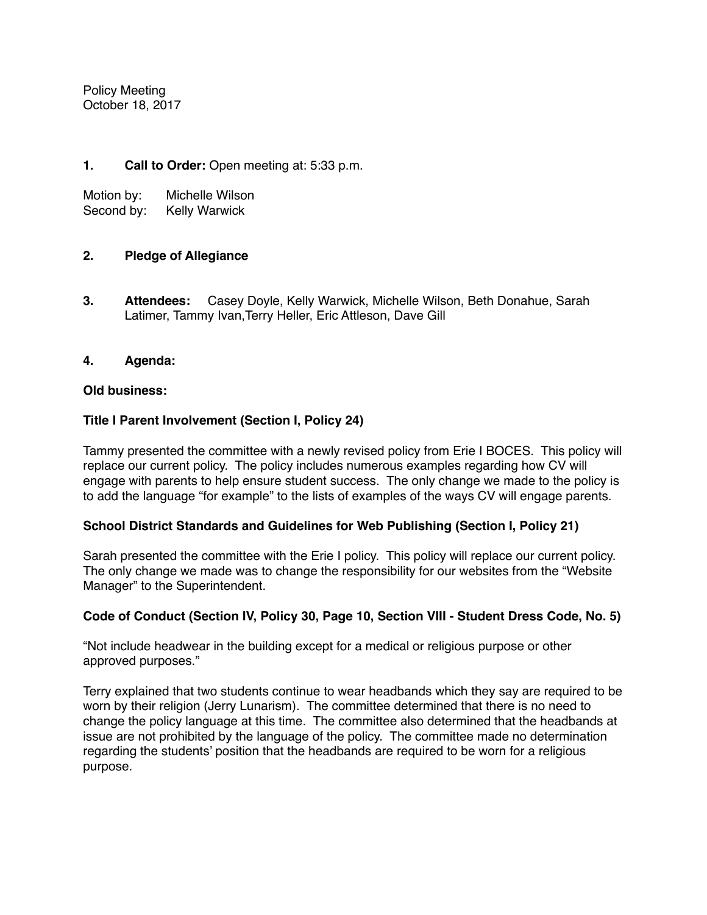Policy Meeting
October 18, 2017

**1.** **Call to Order:** Open meeting at: 5:33 p.m.

Motion by: Michelle Wilson
Second by: Kelly Warwick

**2.** **Pledge of Allegiance**

**3.** **Attendees:** Casey Doyle, Kelly Warwick, Michelle Wilson, Beth Donahue, Sarah Latimer, Tammy Ivan,Terry Heller, Eric Attleson, Dave Gill

**4.** **Agenda:**

**Old business:**

**Title I Parent Involvement (Section I, Policy 24)**

Tammy presented the committee with a newly revised policy from Erie I BOCES. This policy will replace our current policy. The policy includes numerous examples regarding how CV will engage with parents to help ensure student success. The only change we made to the policy is to add the language "for example" to the lists of examples of the ways CV will engage parents.

**School District Standards and Guidelines for Web Publishing (Section I, Policy 21)**

Sarah presented the committee with the Erie I policy. This policy will replace our current policy. The only change we made was to change the responsibility for our websites from the "Website Manager" to the Superintendent.

**Code of Conduct (Section IV, Policy 30, Page 10, Section VIII - Student Dress Code, No. 5)**

"Not include headwear in the building except for a medical or religious purpose or other approved purposes."

Terry explained that two students continue to wear headbands which they say are required to be worn by their religion (Jerry Lunarism). The committee determined that there is no need to change the policy language at this time. The committee also determined that the headbands at issue are not prohibited by the language of the policy. The committee made no determination regarding the students' position that the headbands are required to be worn for a religious purpose.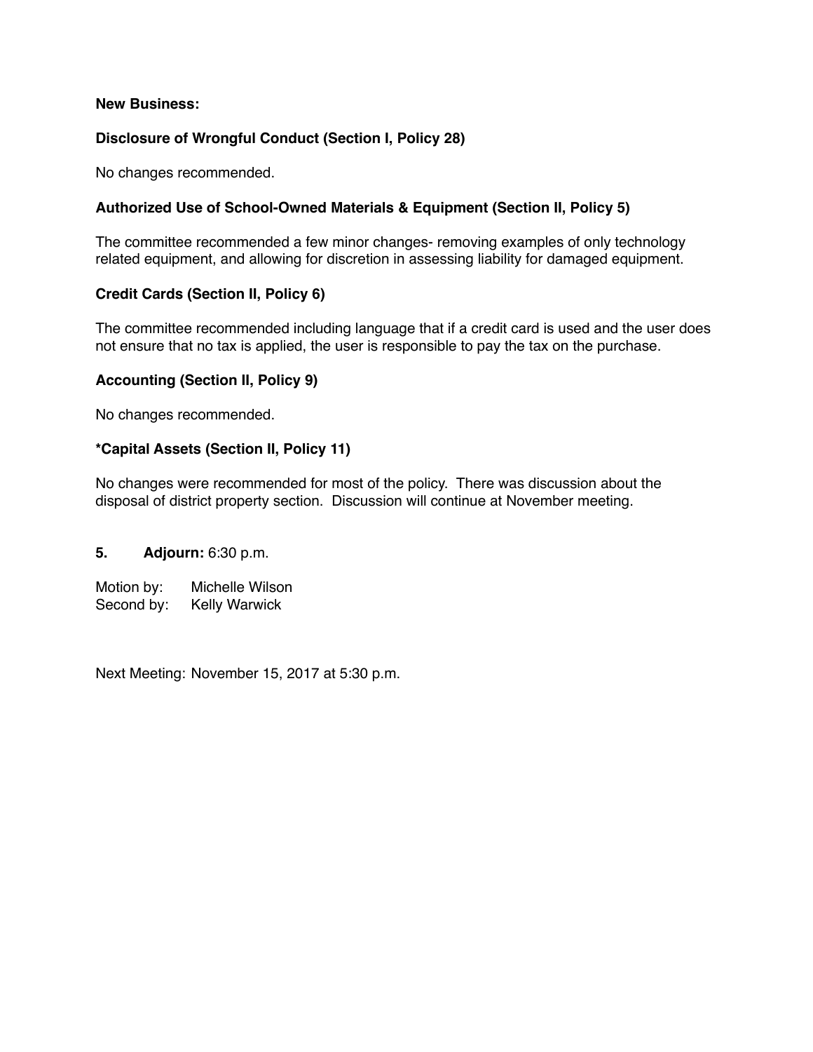**New Business:**

**Disclosure of Wrongful Conduct (Section I, Policy 28)**

No changes recommended.

**Authorized Use of School-Owned Materials & Equipment (Section II, Policy 5)**

The committee recommended a few minor changes- removing examples of only technology related equipment, and allowing for discretion in assessing liability for damaged equipment.

**Credit Cards (Section II, Policy 6)**

The committee recommended including language that if a credit card is used and the user does not ensure that no tax is applied, the user is responsible to pay the tax on the purchase.

**Accounting (Section II, Policy 9)**

No changes recommended.

**\*Capital Assets (Section II, Policy 11)**

No changes were recommended for most of the policy. There was discussion about the disposal of district property section. Discussion will continue at November meeting.

**5. Adjourn:** 6:30 p.m.

Motion by: Michelle Wilson
Second by: Kelly Warwick

Next Meeting: November 15, 2017 at 5:30 p.m.